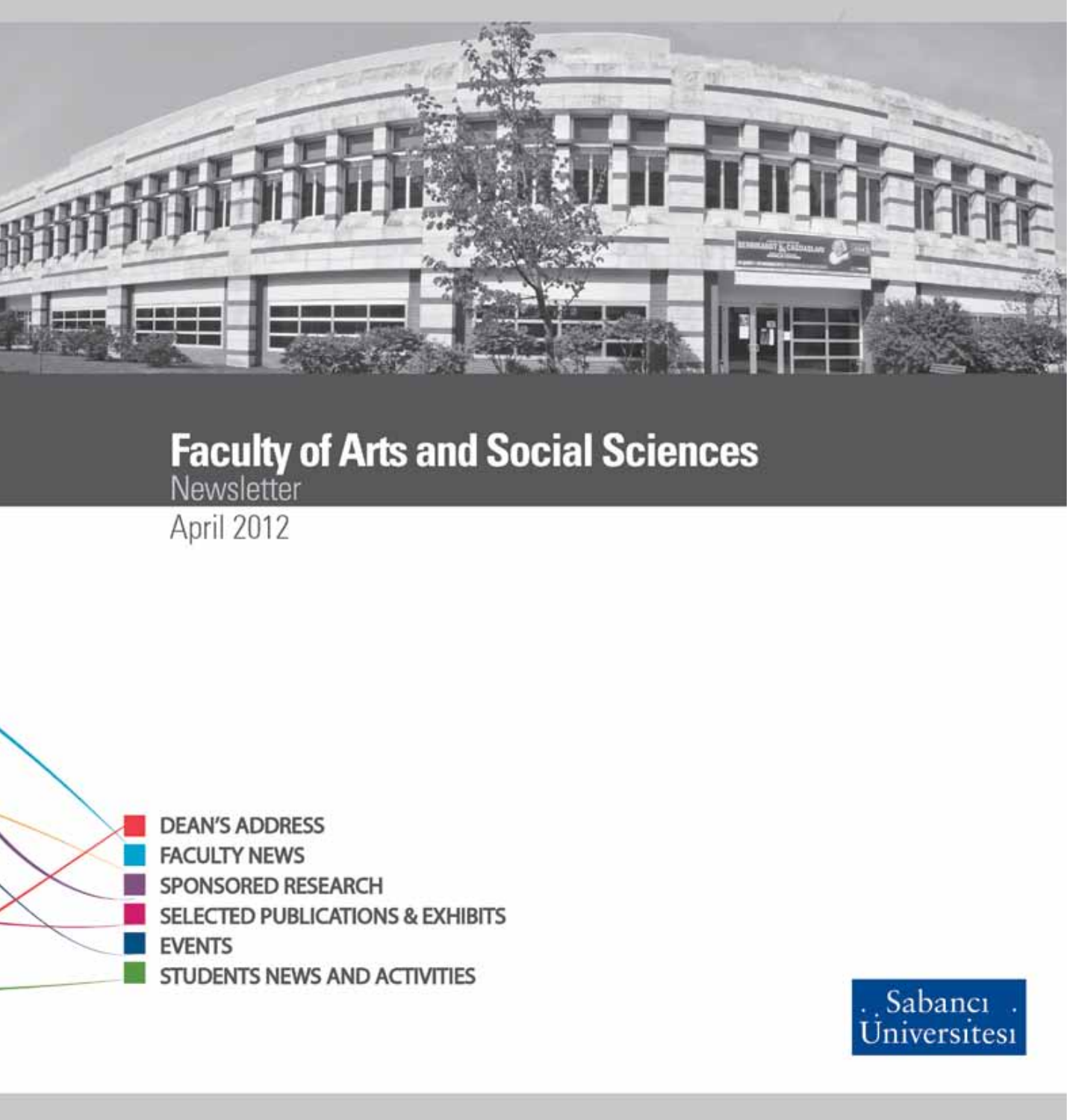# Faculty of Arts and Social Sciences

Newsletter

April 2012

- DEAN'S ADDRESS
- FACULTY NEWS
- SPONSORED RESEARCH
- SELECTED PUBLICATIONS & EXHIBITS
- EVENTS
- STUDENTS NEWS AND ACTIVITIES

Sabancı Üniversitesi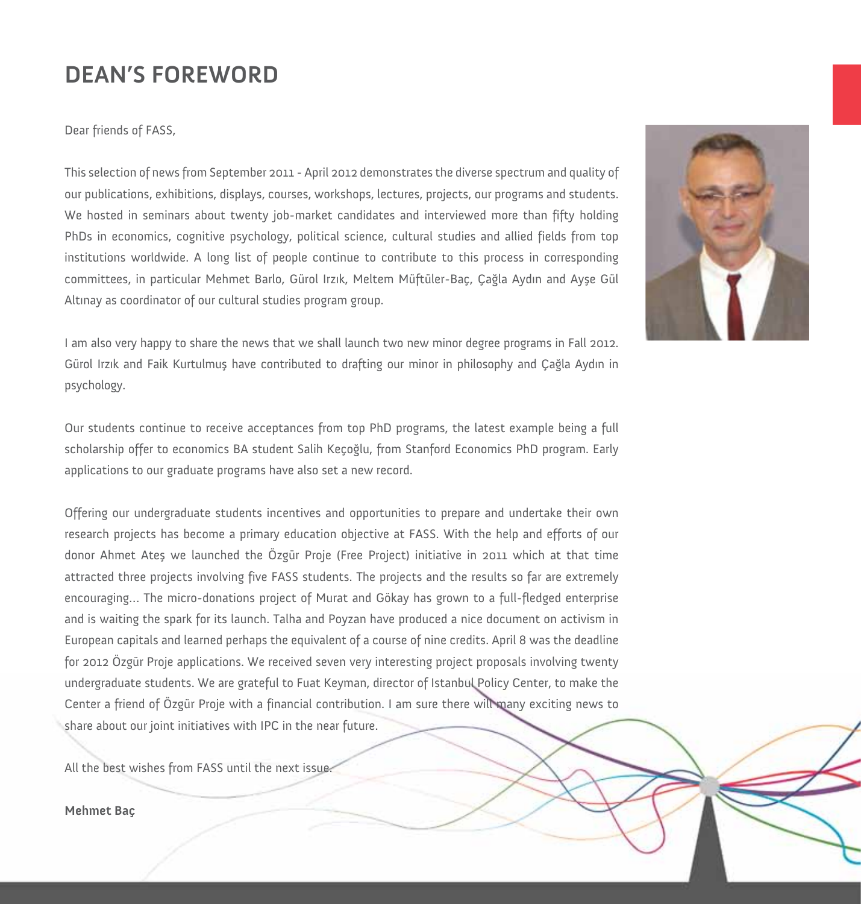# DEAN'S FOREWORD

Dear friends of FASS,

This selection of news from September 2011 - April 2012 demonstrates the diverse spectrum and quality of our publications, exhibitions, displays, courses, workshops, lectures, projects, our programs and students. We hosted in seminars about twenty job-market candidates and interviewed more than fifty holding PhDs in economics, cognitive psychology, political science, cultural studies and allied fields from top institutions worldwide. A long list of people continue to contribute to this process in corresponding committees, in particular Mehmet Barlo, Gürol Irzık, Meltem Müftüler-Baç, Çağla Aydın and Ayşe Gül Altınay as coordinator of our cultural studies program group.

I am also very happy to share the news that we shall launch two new minor degree programs in Fall 2012. Gürol Irzık and Faik Kurtulmuş have contributed to drafting our minor in philosophy and Çağla Aydın in psychology.

Our students continue to receive acceptances from top PhD programs, the latest example being a full scholarship offer to economics BA student Salih Keçoğlu, from Stanford Economics PhD program. Early applications to our graduate programs have also set a new record.

Offering our undergraduate students incentives and opportunities to prepare and undertake their own research projects has become a primary education objective at FASS. With the help and efforts of our donor Ahmet Ateş we launched the Özgür Proje (Free Project) initiative in 2011 which at that time attracted three projects involving five FASS students. The projects and the results so far are extremely encouraging... The micro-donations project of Murat and Gökay has grown to a full-fledged enterprise and is waiting the spark for its launch. Talha and Poyzan have produced a nice document on activism in European capitals and learned perhaps the equivalent of a course of nine credits. April 8 was the deadline for 2012 Özgür Proje applications. We received seven very interesting project proposals involving twenty undergraduate students. We are grateful to Fuat Keyman, director of Istanbul Policy Center, to make the Center a friend of Özgür Proje with a financial contribution. I am sure there will many exciting news to share about our joint initiatives with IPC in the near future.

All the best wishes from FASS until the next issue.

**Mehmet Baç**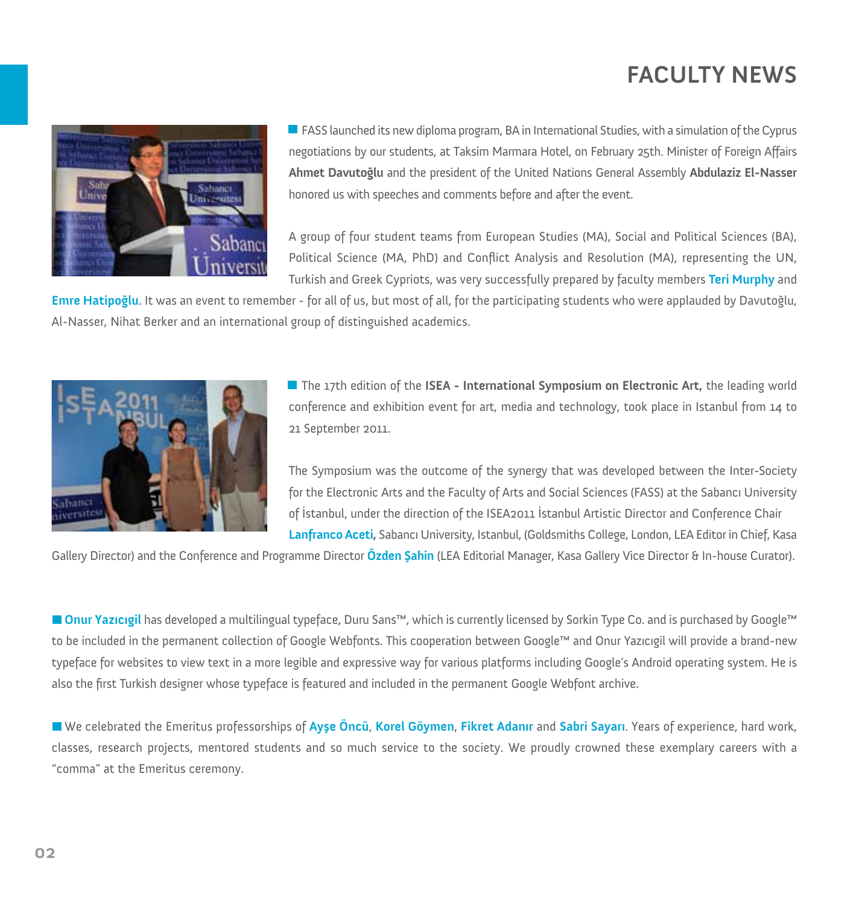# FACULTY NEWS

FASS launched its new diploma program, BA in International Studies, with a simulation of the Cyprus negotiations by our students, at Taksim Marmara Hotel, on February 25th. Minister of Foreign Affairs **Ahmet Davutoğlu** and the president of the United Nations General Assembly **Abdulaziz El-Nasser** honored us with speeches and comments before and after the event.

A group of four student teams from European Studies (MA), Social and Political Sciences (BA), Political Science (MA, PhD) and Conflict Analysis and Resolution (MA), representing the UN, Turkish and Greek Cypriots, was very successfully prepared by faculty members **Teri Murphy** and **Emre Hatipoğlu**. It was an event to remember - for all of us, but most of all, for the participating students who were applauded by Davutoğlu, Al-Nasser, Nihat Berker and an international group of distinguished academics.

The 17th edition of the **ISEA - International Symposium on Electronic Art,** the leading world conference and exhibition event for art, media and technology, took place in Istanbul from 14 to 21 September 2011.

The Symposium was the outcome of the synergy that was developed between the Inter-Society for the Electronic Arts and the Faculty of Arts and Social Sciences (FASS) at the Sabancı University of İstanbul, under the direction of the ISEA2011 İstanbul Artistic Director and Conference Chair **Lanfranco Aceti,** Sabancı University, Istanbul, (Goldsmiths College, London, LEA Editor in Chief, Kasa Gallery Director) and the Conference and Programme Director **Özden Şahin** (LEA Editorial Manager, Kasa Gallery Vice Director & In-house Curator).

**Onur Yazıcıgil** has developed a multilingual typeface, Duru Sans™, which is currently licensed by Sorkin Type Co. and is purchased by Google™ to be included in the permanent collection of Google Webfonts. This cooperation between Google™ and Onur Yazıcıgil will provide a brand-new typeface for websites to view text in a more legible and expressive way for various platforms including Google's Android operating system. He is also the first Turkish designer whose typeface is featured and included in the permanent Google Webfont archive.

We celebrated the Emeritus professorships of **Ayşe Öncü**, **Korel Göymen**, **Fikret Adanır** and **Sabri Sayarı**. Years of experience, hard work, classes, research projects, mentored students and so much service to the society. We proudly crowned these exemplary careers with a "comma" at the Emeritus ceremony.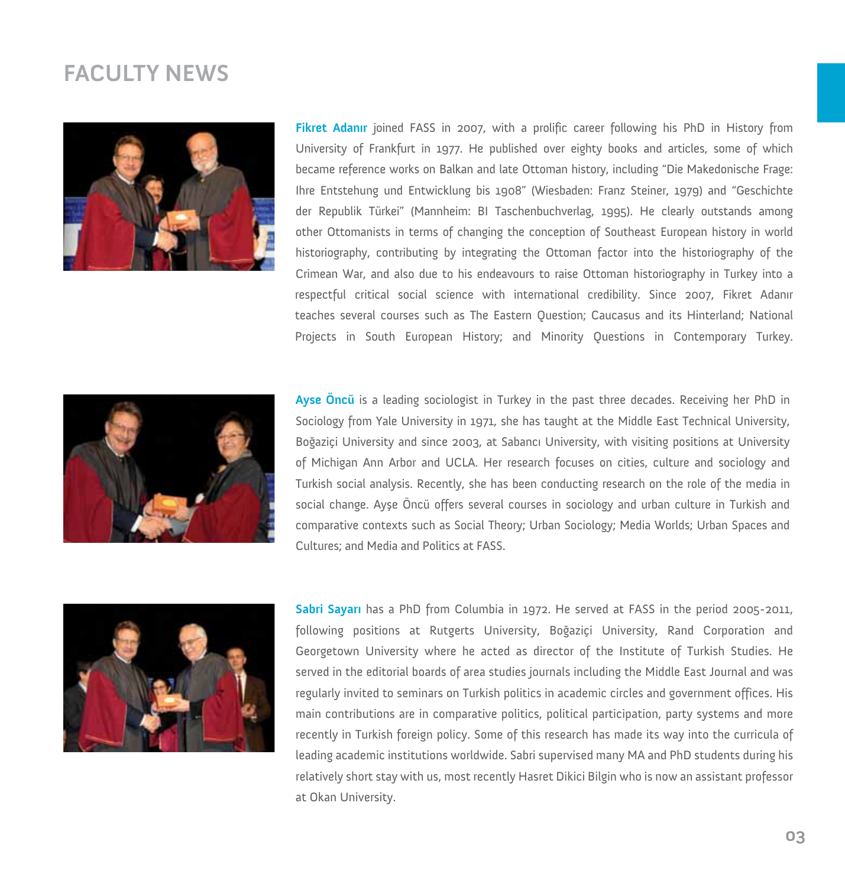# FACULTY NEWS

**Fikret Adanır** joined FASS in 2007, with a prolific career following his PhD in History from University of Frankfurt in 1977. He published over eighty books and articles, some of which became reference works on Balkan and late Ottoman history, including "Die Makedonische Frage: Ihre Entstehung und Entwicklung bis 1908" (Wiesbaden: Franz Steiner, 1979) and "Geschichte der Republik Türkei" (Mannheim: BI Taschenbuchverlag, 1995). He clearly outstands among other Ottomanists in terms of changing the conception of Southeast European history in world historiography, contributing by integrating the Ottoman factor into the historiography of the Crimean War, and also due to his endeavours to raise Ottoman historiography in Turkey into a respectful critical social science with international credibility. Since 2007, Fikret Adanır teaches several courses such as The Eastern Question; Caucasus and its Hinterland; National Projects in South European History; and Minority Questions in Contemporary Turkey.

**Ayse Öncü** is a leading sociologist in Turkey in the past three decades. Receiving her PhD in Sociology from Yale University in 1971, she has taught at the Middle East Technical University, Boğaziçi University and since 2003, at Sabancı University, with visiting positions at University of Michigan Ann Arbor and UCLA. Her research focuses on cities, culture and sociology and Turkish social analysis. Recently, she has been conducting research on the role of the media in social change. Ayşe Öncü offers several courses in sociology and urban culture in Turkish and comparative contexts such as Social Theory; Urban Sociology; Media Worlds; Urban Spaces and Cultures; and Media and Politics at FASS.

**Sabri Sayarı** has a PhD from Columbia in 1972. He served at FASS in the period 2005-2011, following positions at Rutgerts University, Boğaziçi University, Rand Corporation and Georgetown University where he acted as director of the Institute of Turkish Studies. He served in the editorial boards of area studies journals including the Middle East Journal and was regularly invited to seminars on Turkish politics in academic circles and government offices. His main contributions are in comparative politics, political participation, party systems and more recently in Turkish foreign policy. Some of this research has made its way into the curricula of leading academic institutions worldwide. Sabri supervised many MA and PhD students during his relatively short stay with us, most recently Hasret Dikici Bilgin who is now an assistant professor at Okan University.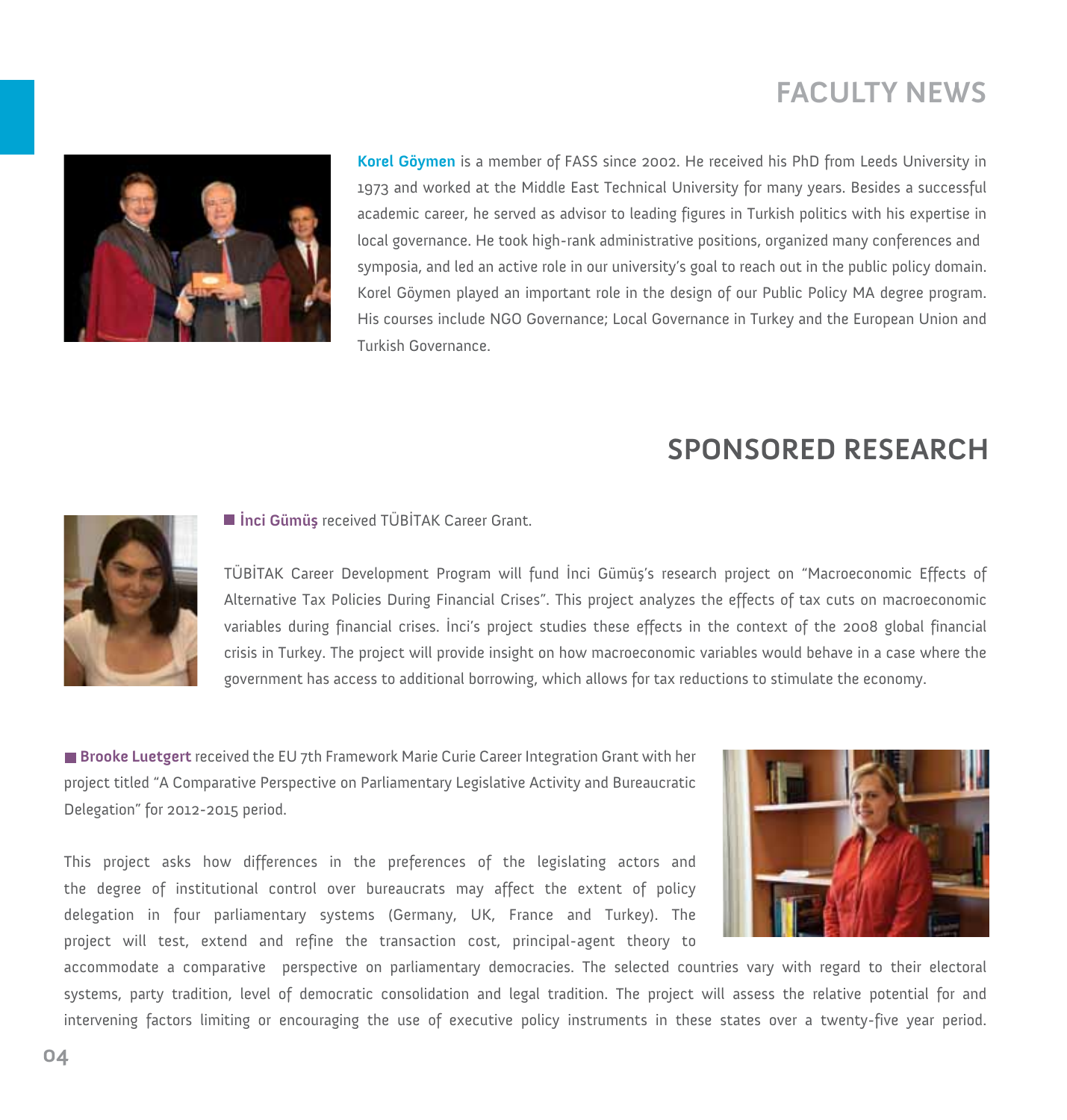# FACULTY NEWS

**Korel Göymen** is a member of FASS since 2002. He received his PhD from Leeds University in 1973 and worked at the Middle East Technical University for many years. Besides a successful academic career, he served as advisor to leading figures in Turkish politics with his expertise in local governance. He took high-rank administrative positions, organized many conferences and symposia, and led an active role in our university's goal to reach out in the public policy domain. Korel Göymen played an important role in the design of our Public Policy MA degree program. His courses include NGO Governance; Local Governance in Turkey and the European Union and Turkish Governance.

# SPONSORED RESEARCH

**İnci Gümüş** received TÜBİTAK Career Grant.

TÜBİTAK Career Development Program will fund İnci Gümüş's research project on "Macroeconomic Effects of Alternative Tax Policies During Financial Crises". This project analyzes the effects of tax cuts on macroeconomic variables during financial crises. İnci's project studies these effects in the context of the 2008 global financial crisis in Turkey. The project will provide insight on how macroeconomic variables would behave in a case where the government has access to additional borrowing, which allows for tax reductions to stimulate the economy.

**Brooke Luetgert** received the EU 7th Framework Marie Curie Career Integration Grant with her project titled "A Comparative Perspective on Parliamentary Legislative Activity and Bureaucratic Delegation" for 2012-2015 period.

This project asks how differences in the preferences of the legislating actors and the degree of institutional control over bureaucrats may affect the extent of policy delegation in four parliamentary systems (Germany, UK, France and Turkey). The project will test, extend and refine the transaction cost, principal-agent theory to accommodate a comparative perspective on parliamentary democracies. The selected countries vary with regard to their electoral systems, party tradition, level of democratic consolidation and legal tradition. The project will assess the relative potential for and intervening factors limiting or encouraging the use of executive policy instruments in these states over a twenty-five year period.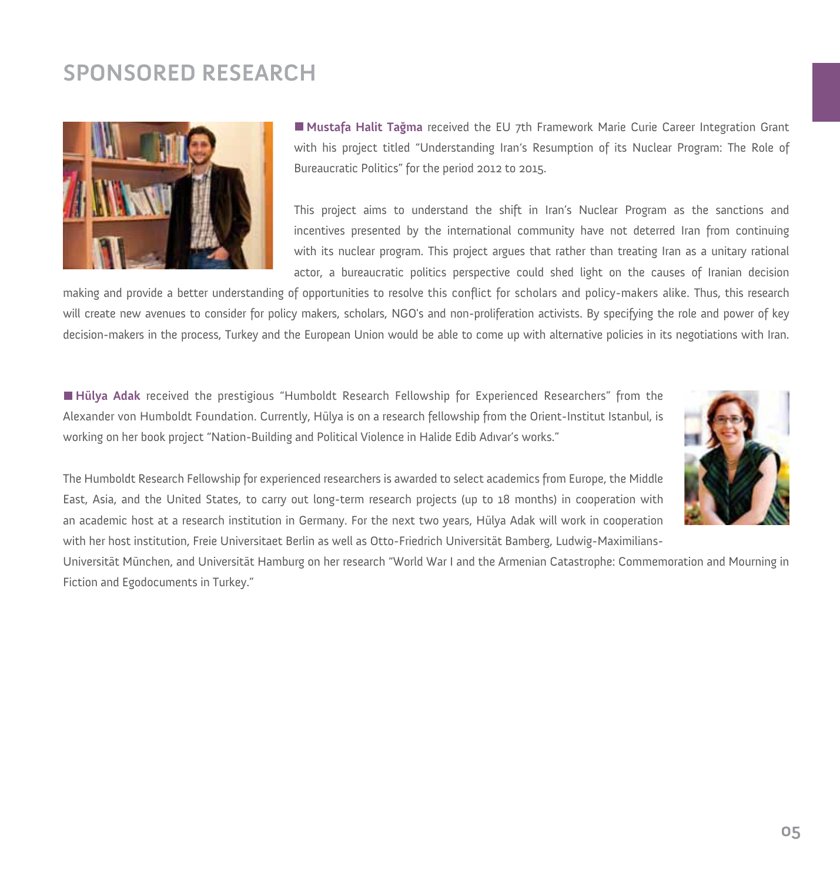# SPONSORED RESEARCH

**Mustafa Halit Tağma** received the EU 7th Framework Marie Curie Career Integration Grant with his project titled "Understanding Iran's Resumption of its Nuclear Program: The Role of Bureaucratic Politics" for the period 2012 to 2015.

This project aims to understand the shift in Iran's Nuclear Program as the sanctions and incentives presented by the international community have not deterred Iran from continuing with its nuclear program. This project argues that rather than treating Iran as a unitary rational actor, a bureaucratic politics perspective could shed light on the causes of Iranian decision making and provide a better understanding of opportunities to resolve this conflict for scholars and policy-makers alike. Thus, this research will create new avenues to consider for policy makers, scholars, NGO's and non-proliferation activists. By specifying the role and power of key decision-makers in the process, Turkey and the European Union would be able to come up with alternative policies in its negotiations with Iran.

**Hülya Adak** received the prestigious "Humboldt Research Fellowship for Experienced Researchers" from the Alexander von Humboldt Foundation. Currently, Hülya is on a research fellowship from the Orient-Institut Istanbul, is working on her book project "Nation-Building and Political Violence in Halide Edib Adıvar's works."

The Humboldt Research Fellowship for experienced researchers is awarded to select academics from Europe, the Middle East, Asia, and the United States, to carry out long-term research projects (up to 18 months) in cooperation with an academic host at a research institution in Germany. For the next two years, Hülya Adak will work in cooperation with her host institution, Freie Universitaet Berlin as well as Otto-Friedrich Universität Bamberg, Ludwig-Maximilians-Universität München, and Universität Hamburg on her research "World War I and the Armenian Catastrophe: Commemoration and Mourning in Fiction and Egodocuments in Turkey."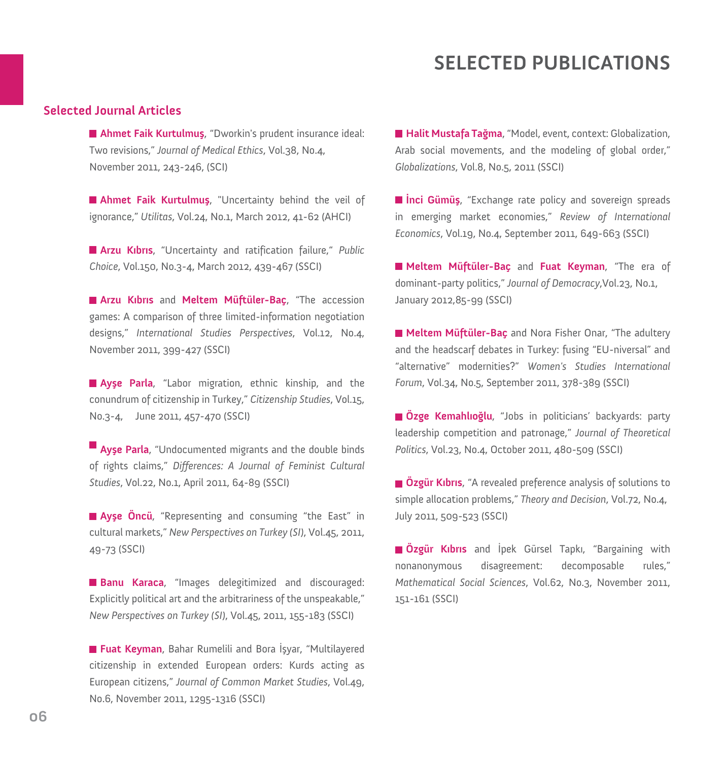# SELECTED PUBLICATIONS

## Selected Journal Articles

- **Ahmet Faik Kurtulmuş**, "Dworkin's prudent insurance ideal: Two revisions," *Journal of Medical Ethics*, Vol.38, No.4, November 2011, 243-246, (SCI)

- **Ahmet Faik Kurtulmuş**, "Uncertainty behind the veil of ignorance," *Utilitas*, Vol.24, No.1, March 2012, 41-62 (AHCI)

- **Arzu Kıbrıs**, "Uncertainty and ratification failure," *Public Choice*, Vol.150, No.3-4, March 2012, 439-467 (SSCI)

- **Arzu Kıbrıs** and **Meltem Müftüler-Baç**, "The accession games: A comparison of three limited-information negotiation designs," *International Studies Perspectives*, Vol.12, No.4, November 2011, 399-427 (SSCI)

- **Ayşe Parla**, "Labor migration, ethnic kinship, and the conundrum of citizenship in Turkey," *Citizenship Studies*, Vol.15, No.3-4, June 2011, 457-470 (SSCI)

- **Ayşe Parla**, "Undocumented migrants and the double binds of rights claims," *Differences: A Journal of Feminist Cultural Studies*, Vol.22, No.1, April 2011, 64-89 (SSCI)

- **Ayşe Öncü**, "Representing and consuming "the East" in cultural markets," *New Perspectives on Turkey (SI)*, Vol.45, 2011, 49-73 (SSCI)

- **Banu Karaca**, "Images delegitimized and discouraged: Explicitly political art and the arbitrariness of the unspeakable," *New Perspectives on Turkey (SI)*, Vol.45, 2011, 155-183 (SSCI)

- **Fuat Keyman**, Bahar Rumelili and Bora İşyar, "Multilayered citizenship in extended European orders: Kurds acting as European citizens," *Journal of Common Market Studies*, Vol.49, No.6, November 2011, 1295-1316 (SSCI)

- **Halit Mustafa Tağma**, "Model, event, context: Globalization, Arab social movements, and the modeling of global order," *Globalizations*, Vol.8, No.5, 2011 (SSCI)

- **İnci Gümüş**, "Exchange rate policy and sovereign spreads in emerging market economies," *Review of International Economics*, Vol.19, No.4, September 2011, 649-663 (SSCI)

- **Meltem Müftüler-Baç** and **Fuat Keyman**, "The era of dominant-party politics," *Journal of Democracy*,Vol.23, No.1, January 2012,85-99 (SSCI)

- **Meltem Müftüler-Baç** and Nora Fisher Onar, "The adultery and the headscarf debates in Turkey: fusing "EU-niversal" and "alternative" modernities?" *Women's Studies International Forum*, Vol.34, No.5, September 2011, 378-389 (SSCI)

- **Özge Kemahlıoğlu**, "Jobs in politicians' backyards: party leadership competition and patronage," *Journal of Theoretical Politics*, Vol.23, No.4, October 2011, 480-509 (SSCI)

- **Özgür Kıbrıs**, "A revealed preference analysis of solutions to simple allocation problems," *Theory and Decision*, Vol.72, No.4, July 2011, 509-523 (SSCI)

- **Özgür Kıbrıs** and İpek Gürsel Tapkı, "Bargaining with nonanonymous disagreement: decomposable rules," *Mathematical Social Sciences*, Vol.62, No.3, November 2011, 151-161 (SSCI)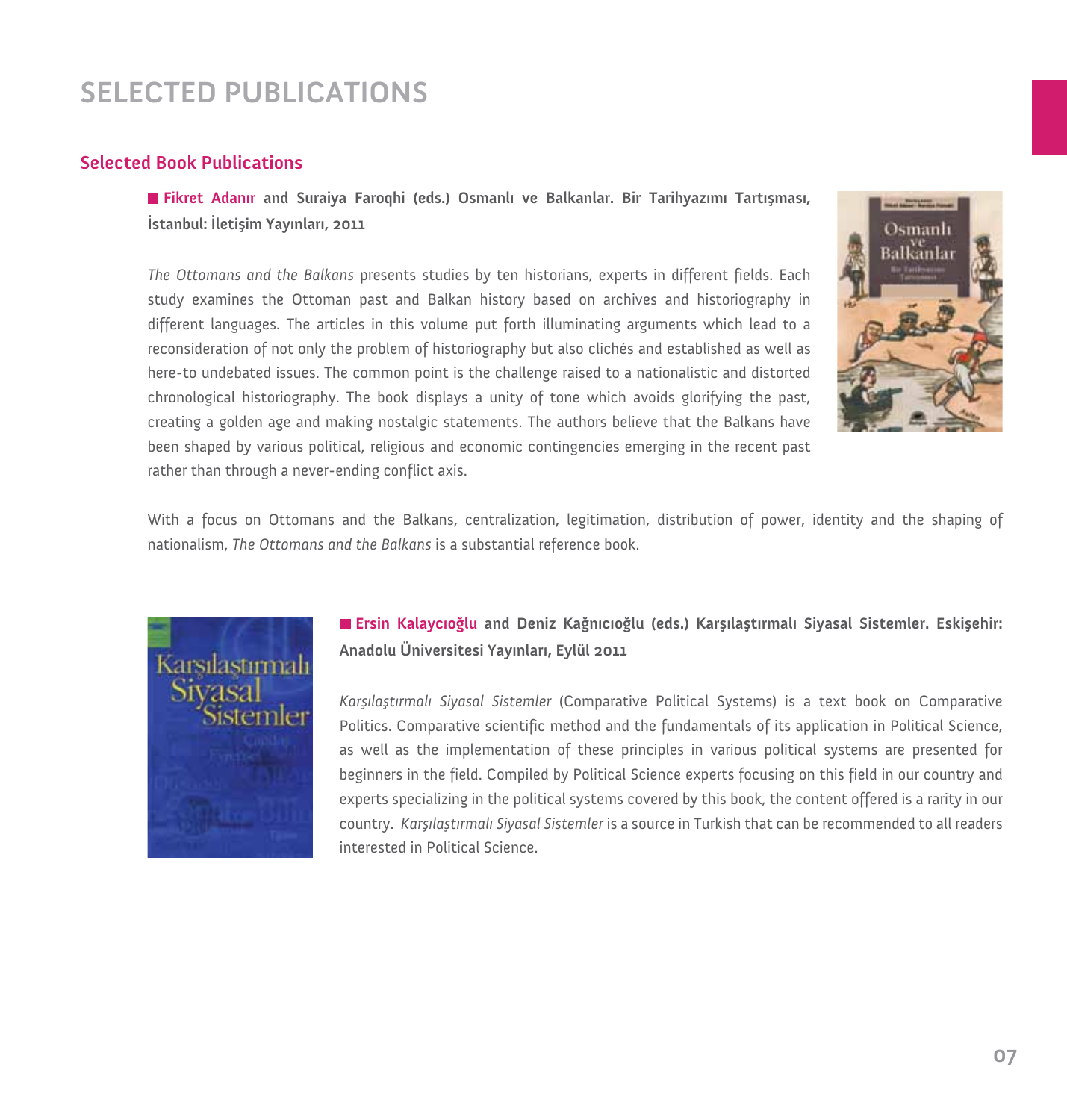# SELECTED PUBLICATIONS

## Selected Book Publications

**Fikret Adanır and Suraiya Faroqhi (eds.) Osmanlı ve Balkanlar. Bir Tarihyazımı Tartışması, İstanbul: İletişim Yayınları, 2011**

*The Ottomans and the Balkans* presents studies by ten historians, experts in different fields. Each study examines the Ottoman past and Balkan history based on archives and historiography in different languages. The articles in this volume put forth illuminating arguments which lead to a reconsideration of not only the problem of historiography but also clichés and established as well as here-to undebated issues. The common point is the challenge raised to a nationalistic and distorted chronological historiography. The book displays a unity of tone which avoids glorifying the past, creating a golden age and making nostalgic statements. The authors believe that the Balkans have been shaped by various political, religious and economic contingencies emerging in the recent past rather than through a never-ending conflict axis.

With a focus on Ottomans and the Balkans, centralization, legitimation, distribution of power, identity and the shaping of nationalism, *The Ottomans and the Balkans* is a substantial reference book.

**Ersin Kalaycıoğlu and Deniz Kağnıcıoğlu (eds.) Karşılaştırmalı Siyasal Sistemler. Eskişehir: Anadolu Üniversitesi Yayınları, Eylül 2011**

*Karşılaştırmalı Siyasal Sistemler* (Comparative Political Systems) is a text book on Comparative Politics. Comparative scientific method and the fundamentals of its application in Political Science, as well as the implementation of these principles in various political systems are presented for beginners in the field. Compiled by Political Science experts focusing on this field in our country and experts specializing in the political systems covered by this book, the content offered is a rarity in our country. *Karşılaştırmalı Siyasal Sistemler* is a source in Turkish that can be recommended to all readers interested in Political Science.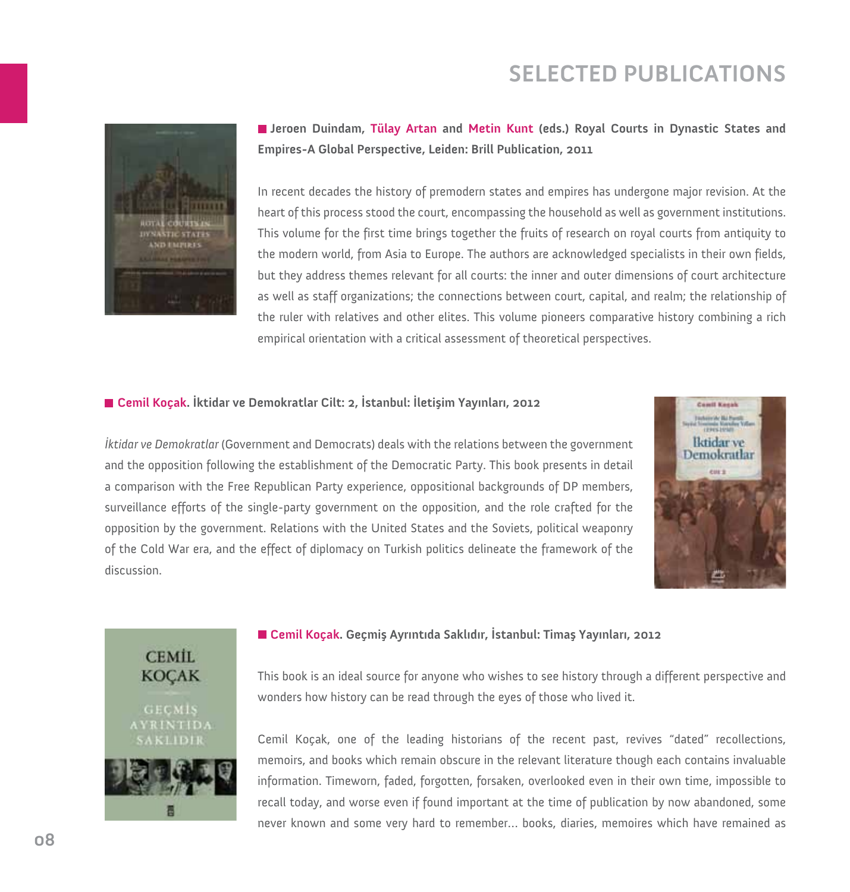# SELECTED PUBLICATIONS

**Jeroen Duindam, Tülay Artan and Metin Kunt (eds.) Royal Courts in Dynastic States and Empires-A Global Perspective, Leiden: Brill Publication, 2011**

In recent decades the history of premodern states and empires has undergone major revision. At the heart of this process stood the court, encompassing the household as well as government institutions. This volume for the first time brings together the fruits of research on royal courts from antiquity to the modern world, from Asia to Europe. The authors are acknowledged specialists in their own fields, but they address themes relevant for all courts: the inner and outer dimensions of court architecture as well as staff organizations; the connections between court, capital, and realm; the relationship of the ruler with relatives and other elites. This volume pioneers comparative history combining a rich empirical orientation with a critical assessment of theoretical perspectives.

**Cemil Koçak. İktidar ve Demokratlar Cilt: 2, İstanbul: İletişim Yayınları, 2012**

*İktidar ve Demokratlar* (Government and Democrats) deals with the relations between the government and the opposition following the establishment of the Democratic Party. This book presents in detail a comparison with the Free Republican Party experience, oppositional backgrounds of DP members, surveillance efforts of the single-party government on the opposition, and the role crafted for the opposition by the government. Relations with the United States and the Soviets, political weaponry of the Cold War era, and the effect of diplomacy on Turkish politics delineate the framework of the discussion.

**Cemil Koçak. Geçmiş Ayrıntıda Saklıdır, İstanbul: Timaş Yayınları, 2012**

This book is an ideal source for anyone who wishes to see history through a different perspective and wonders how history can be read through the eyes of those who lived it.

Cemil Koçak, one of the leading historians of the recent past, revives "dated" recollections, memoirs, and books which remain obscure in the relevant literature though each contains invaluable information. Timeworn, faded, forgotten, forsaken, overlooked even in their own time, impossible to recall today, and worse even if found important at the time of publication by now abandoned, some never known and some very hard to remember... books, diaries, memoires which have remained as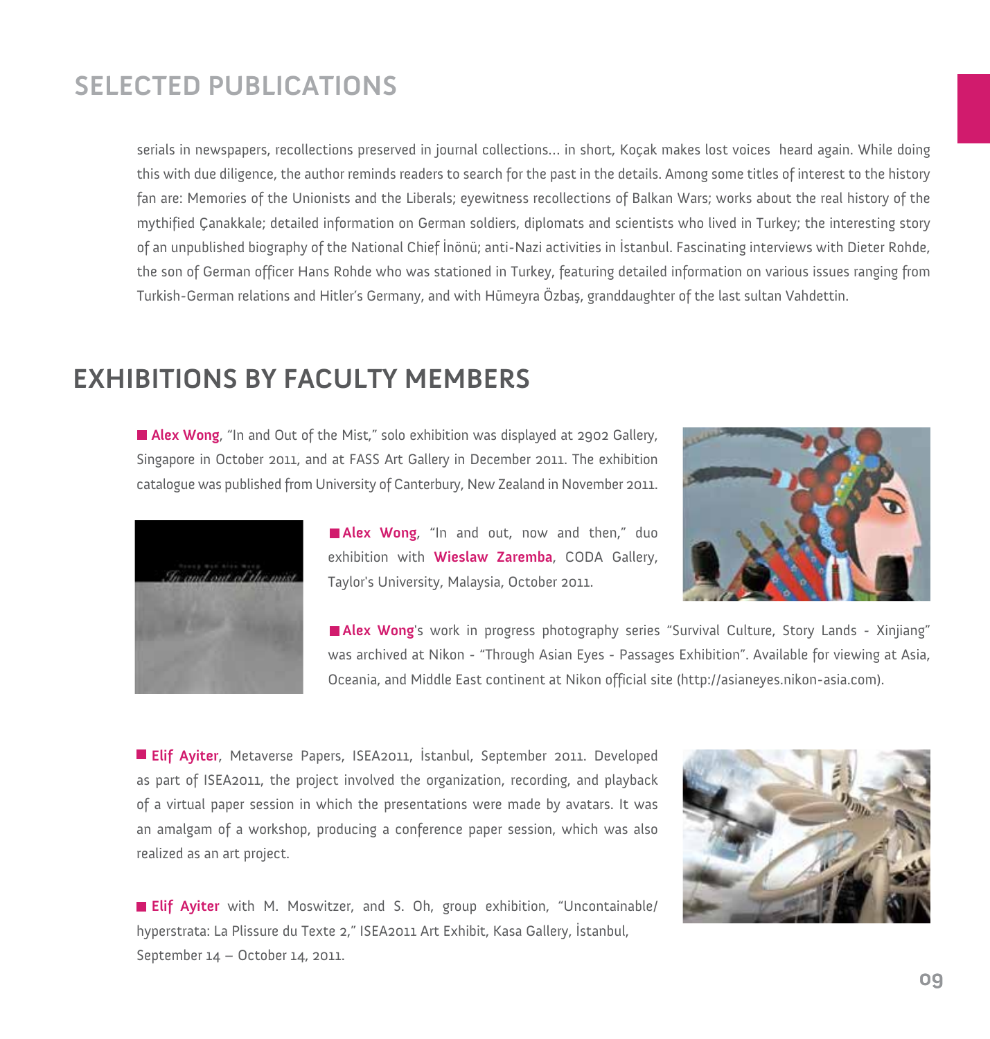## SELECTED PUBLICATIONS

serials in newspapers, recollections preserved in journal collections… in short, Koçak makes lost voices heard again. While doing this with due diligence, the author reminds readers to search for the past in the details. Among some titles of interest to the history fan are: Memories of the Unionists and the Liberals; eyewitness recollections of Balkan Wars; works about the real history of the mythified Çanakkale; detailed information on German soldiers, diplomats and scientists who lived in Turkey; the interesting story of an unpublished biography of the National Chief İnönü; anti-Nazi activities in İstanbul. Fascinating interviews with Dieter Rohde, the son of German officer Hans Rohde who was stationed in Turkey, featuring detailed information on various issues ranging from Turkish-German relations and Hitler's Germany, and with Hümeyra Özbaş, granddaughter of the last sultan Vahdettin.

## EXHIBITIONS BY FACULTY MEMBERS

- **Alex Wong**, "In and Out of the Mist," solo exhibition was displayed at 2902 Gallery, Singapore in October 2011, and at FASS Art Gallery in December 2011. The exhibition catalogue was published from University of Canterbury, New Zealand in November 2011.

- **Alex Wong**, "In and out, now and then," duo exhibition with **Wieslaw Zaremba**, CODA Gallery, Taylor's University, Malaysia, October 2011.

- **Alex Wong**'s work in progress photography series "Survival Culture, Story Lands - Xinjiang" was archived at Nikon - "Through Asian Eyes - Passages Exhibition". Available for viewing at Asia, Oceania, and Middle East continent at Nikon official site (http://asianeyes.nikon-asia.com).

- **Elif Ayiter**, Metaverse Papers, ISEA2011, İstanbul, September 2011. Developed as part of ISEA2011, the project involved the organization, recording, and playback of a virtual paper session in which the presentations were made by avatars. It was an amalgam of a workshop, producing a conference paper session, which was also realized as an art project.

- **Elif Ayiter** with M. Moswitzer, and S. Oh, group exhibition, "Uncontainable/ hyperstrata: La Plissure du Texte 2," ISEA2011 Art Exhibit, Kasa Gallery, İstanbul, September 14 – October 14, 2011.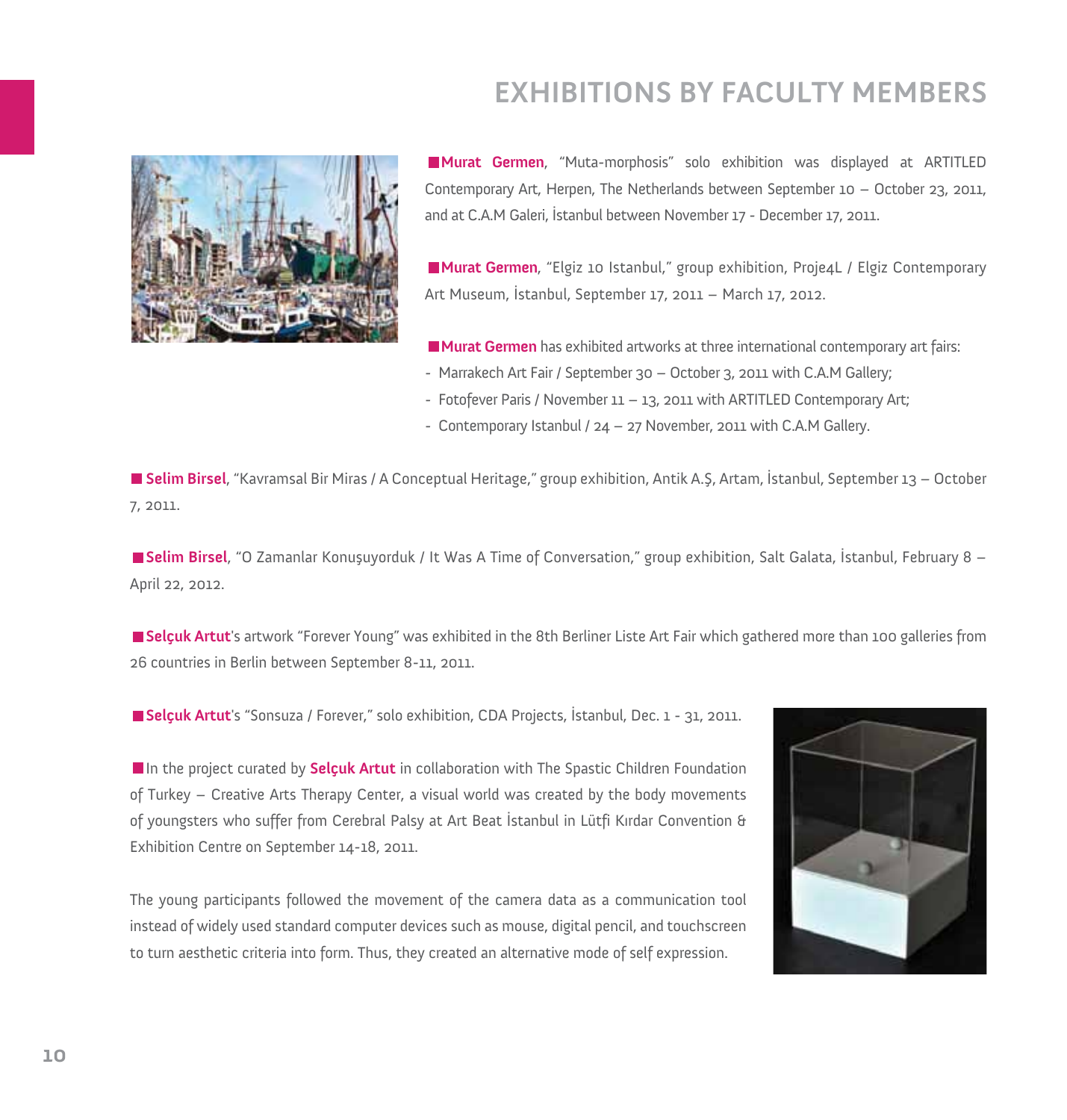# EXHIBITIONS BY FACULTY MEMBERS

**Murat Germen**, "Muta-morphosis" solo exhibition was displayed at ARTITLED Contemporary Art, Herpen, The Netherlands between September 10 – October 23, 2011, and at C.A.M Galeri, İstanbul between November 17 - December 17, 2011.

**Murat Germen**, "Elgiz 10 Istanbul," group exhibition, Proje4L / Elgiz Contemporary Art Museum, İstanbul, September 17, 2011 – March 17, 2012.

**Murat Germen** has exhibited artworks at three international contemporary art fairs:

- Marrakech Art Fair / September 30 – October 3, 2011 with C.A.M Gallery;
- Fotofever Paris / November 11 – 13, 2011 with ARTITLED Contemporary Art;
- Contemporary Istanbul / 24 – 27 November, 2011 with C.A.M Gallery.

**Selim Birsel**, "Kavramsal Bir Miras / A Conceptual Heritage," group exhibition, Antik A.Ş, Artam, İstanbul, September 13 – October 7, 2011.

**Selim Birsel**, "O Zamanlar Konuşuyorduk / It Was A Time of Conversation," group exhibition, Salt Galata, İstanbul, February 8 – April 22, 2012.

**Selçuk Artut**'s artwork "Forever Young" was exhibited in the 8th Berliner Liste Art Fair which gathered more than 100 galleries from 26 countries in Berlin between September 8-11, 2011.

**Selçuk Artut**'s "Sonsuza / Forever," solo exhibition, CDA Projects, İstanbul, Dec. 1 - 31, 2011.

In the project curated by **Selçuk Artut** in collaboration with The Spastic Children Foundation of Turkey – Creative Arts Therapy Center, a visual world was created by the body movements of youngsters who suffer from Cerebral Palsy at Art Beat İstanbul in Lütfi Kırdar Convention & Exhibition Centre on September 14-18, 2011.

The young participants followed the movement of the camera data as a communication tool instead of widely used standard computer devices such as mouse, digital pencil, and touchscreen to turn aesthetic criteria into form. Thus, they created an alternative mode of self expression.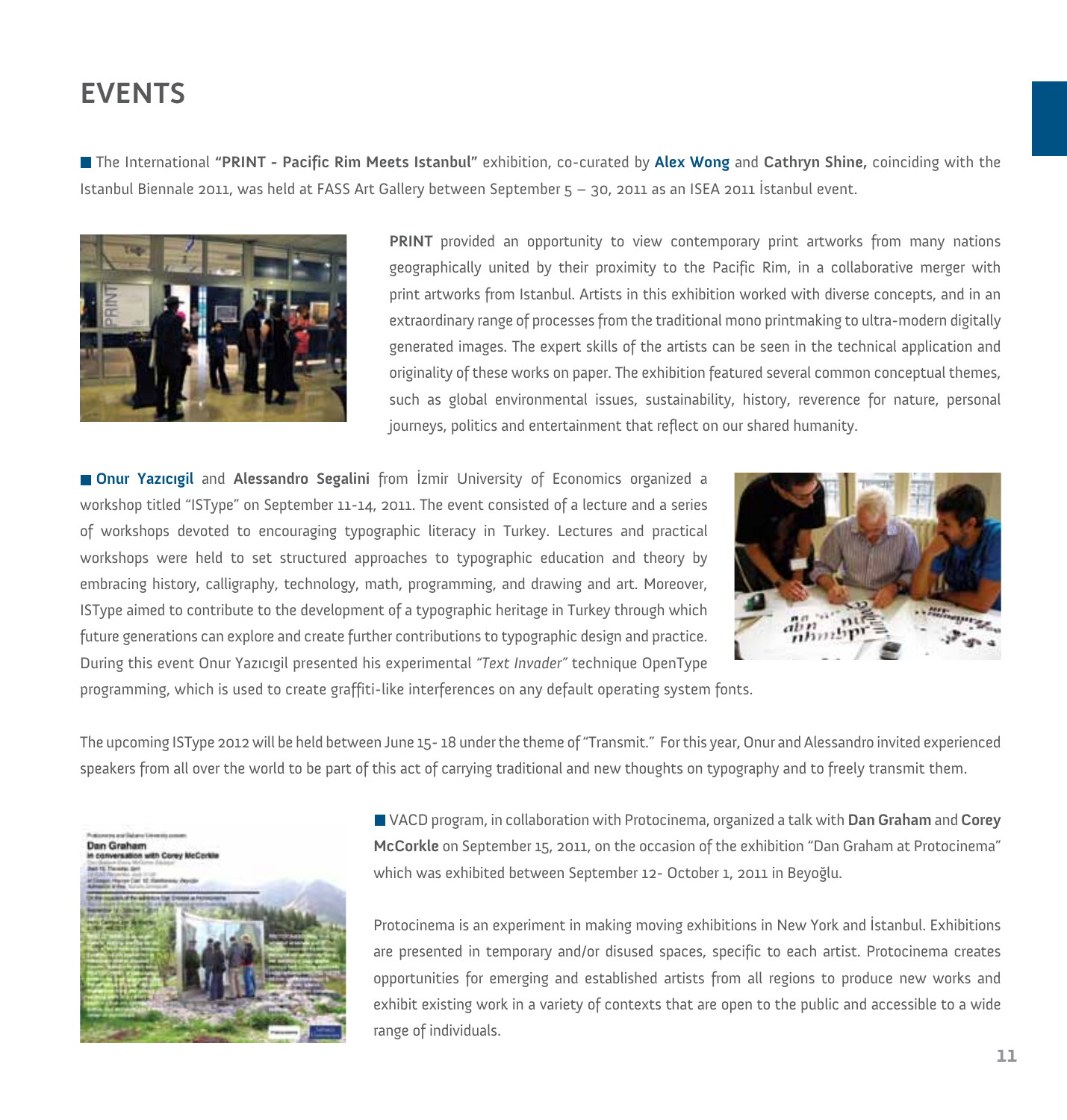# EVENTS

The International **"PRINT - Pacific Rim Meets Istanbul"** exhibition, co-curated by **Alex Wong** and **Cathryn Shine,** coinciding with the Istanbul Biennale 2011, was held at FASS Art Gallery between September 5 – 30, 2011 as an ISEA 2011 İstanbul event.

**PRINT** provided an opportunity to view contemporary print artworks from many nations geographically united by their proximity to the Pacific Rim, in a collaborative merger with print artworks from Istanbul. Artists in this exhibition worked with diverse concepts, and in an extraordinary range of processes from the traditional mono printmaking to ultra-modern digitally generated images. The expert skills of the artists can be seen in the technical application and originality of these works on paper. The exhibition featured several common conceptual themes, such as global environmental issues, sustainability, history, reverence for nature, personal journeys, politics and entertainment that reflect on our shared humanity.

**Onur Yazıcıgil** and **Alessandro Segalini** from İzmir University of Economics organized a workshop titled "ISType" on September 11-14, 2011. The event consisted of a lecture and a series of workshops devoted to encouraging typographic literacy in Turkey. Lectures and practical workshops were held to set structured approaches to typographic education and theory by embracing history, calligraphy, technology, math, programming, and drawing and art. Moreover, ISType aimed to contribute to the development of a typographic heritage in Turkey through which future generations can explore and create further contributions to typographic design and practice. During this event Onur Yazıcıgil presented his experimental *"Text Invader"* technique OpenType programming, which is used to create graffiti-like interferences on any default operating system fonts.

The upcoming ISType 2012 will be held between June 15- 18 under the theme of "Transmit." For this year, Onur and Alessandro invited experienced speakers from all over the world to be part of this act of carrying traditional and new thoughts on typography and to freely transmit them.

VACD program, in collaboration with Protocinema, organized a talk with **Dan Graham** and **Corey McCorkle** on September 15, 2011, on the occasion of the exhibition "Dan Graham at Protocinema" which was exhibited between September 12- October 1, 2011 in Beyoğlu.

Protocinema is an experiment in making moving exhibitions in New York and İstanbul. Exhibitions are presented in temporary and/or disused spaces, specific to each artist. Protocinema creates opportunities for emerging and established artists from all regions to produce new works and exhibit existing work in a variety of contexts that are open to the public and accessible to a wide range of individuals.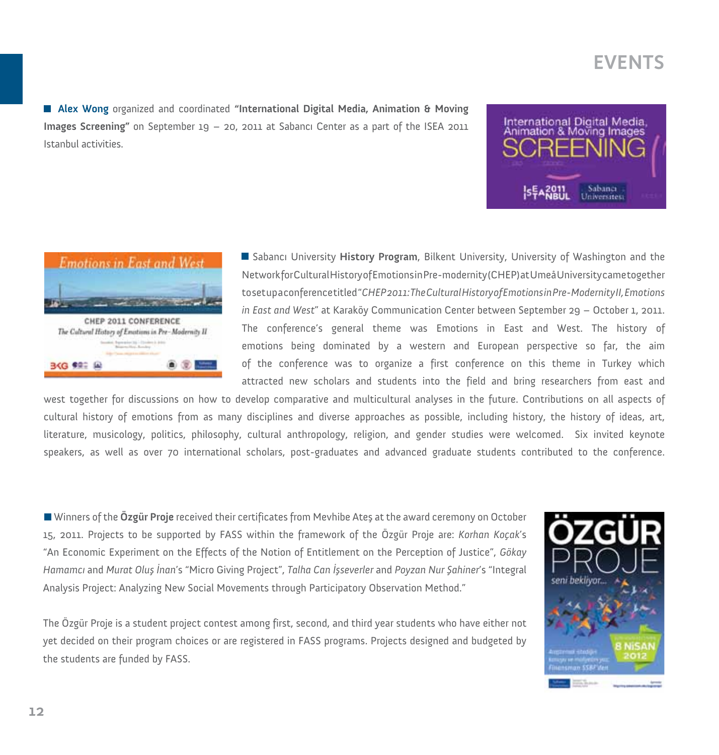# EVENTS

**Alex Wong** organized and coordinated **"International Digital Media, Animation & Moving Images Screening"** on September 19 – 20, 2011 at Sabancı Center as a part of the ISEA 2011 Istanbul activities.

Sabancı University **History Program**, Bilkent University, University of Washington and the Network for Cultural History of Emotions in Pre-modernity (CHEP) at Umeå University came together to set up a conference titled "*CHEP 2011: The Cultural History of Emotions in Pre-Modernity II, Emotions in East and West*" at Karaköy Communication Center between September 29 – October 1, 2011. The conference's general theme was Emotions in East and West. The history of emotions being dominated by a western and European perspective so far, the aim of the conference was to organize a first conference on this theme in Turkey which attracted new scholars and students into the field and bring researchers from east and west together for discussions on how to develop comparative and multicultural analyses in the future. Contributions on all aspects of cultural history of emotions from as many disciplines and diverse approaches as possible, including history, the history of ideas, art, literature, musicology, politics, philosophy, cultural anthropology, religion, and gender studies were welcomed. Six invited keynote speakers, as well as over 70 international scholars, post-graduates and advanced graduate students contributed to the conference.

Winners of the **Özgür Proje** received their certificates from Mevhibe Ateş at the award ceremony on October 15, 2011. Projects to be supported by FASS within the framework of the Özgür Proje are: *Korhan Koçak*'s "An Economic Experiment on the Effects of the Notion of Entitlement on the Perception of Justice", *Gökay Hamamcı* and *Murat Oluş İnan*'s "Micro Giving Project", *Talha Can İşseverler* and *Poyzan Nur Şahiner*'s "Integral Analysis Project: Analyzing New Social Movements through Participatory Observation Method."

The Özgür Proje is a student project contest among first, second, and third year students who have either not yet decided on their program choices or are registered in FASS programs. Projects designed and budgeted by the students are funded by FASS.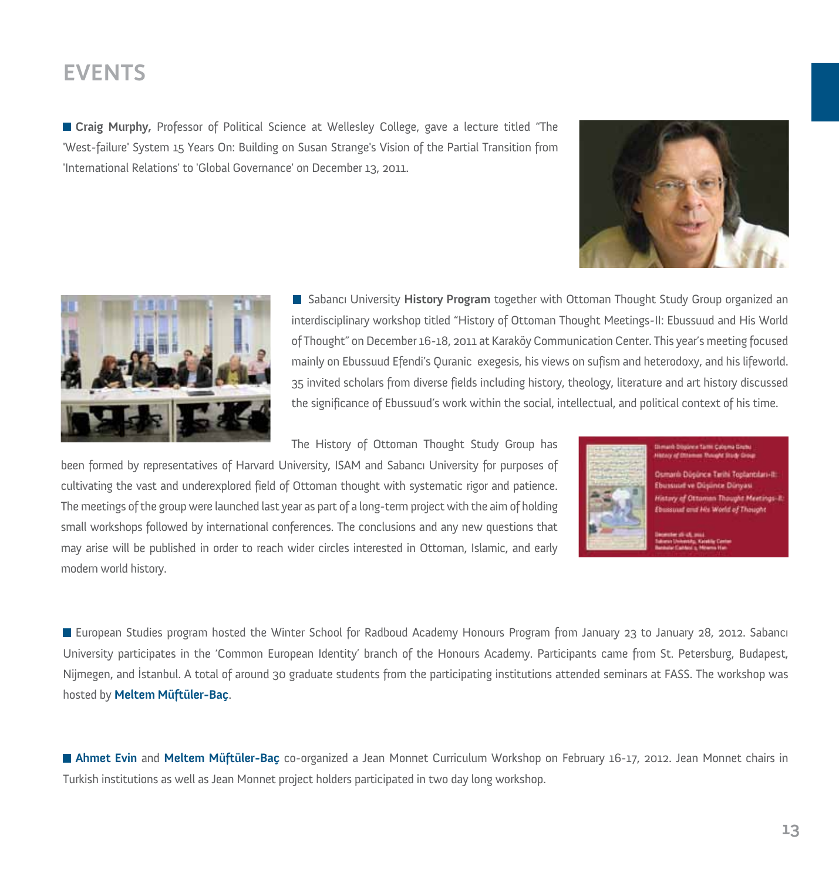# EVENTS

**Craig Murphy,** Professor of Political Science at Wellesley College, gave a lecture titled "The 'West-failure' System 15 Years On: Building on Susan Strange's Vision of the Partial Transition from 'International Relations' to 'Global Governance' on December 13, 2011.

Sabancı University **History Program** together with Ottoman Thought Study Group organized an interdisciplinary workshop titled "History of Ottoman Thought Meetings-II: Ebussuud and His World of Thought" on December 16-18, 2011 at Karaköy Communication Center. This year's meeting focused mainly on Ebussuud Efendi's Quranic exegesis, his views on sufism and heterodoxy, and his lifeworld. 35 invited scholars from diverse fields including history, theology, literature and art history discussed the significance of Ebussuud's work within the social, intellectual, and political context of his time.

The History of Ottoman Thought Study Group has been formed by representatives of Harvard University, ISAM and Sabancı University for purposes of cultivating the vast and underexplored field of Ottoman thought with systematic rigor and patience. The meetings of the group were launched last year as part of a long-term project with the aim of holding small workshops followed by international conferences. The conclusions and any new questions that may arise will be published in order to reach wider circles interested in Ottoman, Islamic, and early modern world history.

European Studies program hosted the Winter School for Radboud Academy Honours Program from January 23 to January 28, 2012. Sabancı University participates in the 'Common European Identity' branch of the Honours Academy. Participants came from St. Petersburg, Budapest, Nijmegen, and İstanbul. A total of around 30 graduate students from the participating institutions attended seminars at FASS. The workshop was hosted by **Meltem Müftüler-Baç**.

**Ahmet Evin** and **Meltem Müftüler-Baç** co-organized a Jean Monnet Curriculum Workshop on February 16-17, 2012. Jean Monnet chairs in Turkish institutions as well as Jean Monnet project holders participated in two day long workshop.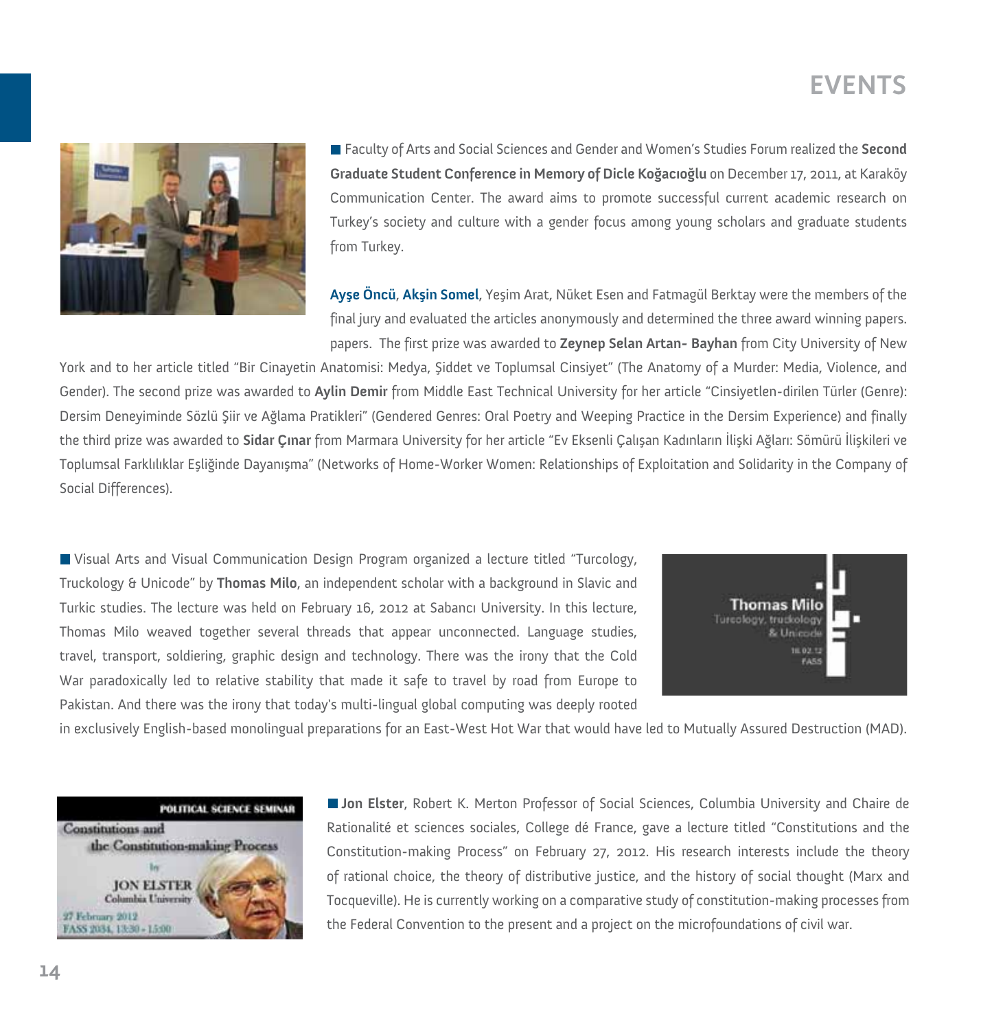# EVENTS

■ Faculty of Arts and Social Sciences and Gender and Women's Studies Forum realized the **Second Graduate Student Conference in Memory of Dicle Koğacıoğlu** on December 17, 2011, at Karaköy Communication Center. The award aims to promote successful current academic research on Turkey's society and culture with a gender focus among young scholars and graduate students from Turkey.

**Ayşe Öncü**, **Akşin Somel**, Yeşim Arat, Nüket Esen and Fatmagül Berktay were the members of the final jury and evaluated the articles anonymously and determined the three award winning papers. papers. The first prize was awarded to **Zeynep Selan Artan- Bayhan** from City University of New York and to her article titled "Bir Cinayetin Anatomisi: Medya, Şiddet ve Toplumsal Cinsiyet" (The Anatomy of a Murder: Media, Violence, and Gender). The second prize was awarded to **Aylin Demir** from Middle East Technical University for her article "Cinsiyetlen-dirilen Türler (Genre): Dersim Deneyiminde Sözlü Şiir ve Ağlama Pratikleri" (Gendered Genres: Oral Poetry and Weeping Practice in the Dersim Experience) and finally the third prize was awarded to **Sidar Çınar** from Marmara University for her article "Ev Eksenli Çalışan Kadınların İlişki Ağları: Sömürü İlişkileri ve Toplumsal Farklılıklar Eşliğinde Dayanışma" (Networks of Home-Worker Women: Relationships of Exploitation and Solidarity in the Company of Social Differences).

■ Visual Arts and Visual Communication Design Program organized a lecture titled "Turcology, Truckology & Unicode" by **Thomas Milo**, an independent scholar with a background in Slavic and Turkic studies. The lecture was held on February 16, 2012 at Sabancı University. In this lecture, Thomas Milo weaved together several threads that appear unconnected. Language studies, travel, transport, soldiering, graphic design and technology. There was the irony that the Cold War paradoxically led to relative stability that made it safe to travel by road from Europe to Pakistan. And there was the irony that today's multi-lingual global computing was deeply rooted in exclusively English-based monolingual preparations for an East-West Hot War that would have led to Mutually Assured Destruction (MAD).

■ **Jon Elster**, Robert K. Merton Professor of Social Sciences, Columbia University and Chaire de Rationalité et sciences sociales, College dé France, gave a lecture titled "Constitutions and the Constitution-making Process" on February 27, 2012. His research interests include the theory of rational choice, the theory of distributive justice, and the history of social thought (Marx and Tocqueville). He is currently working on a comparative study of constitution-making processes from the Federal Convention to the present and a project on the microfoundations of civil war.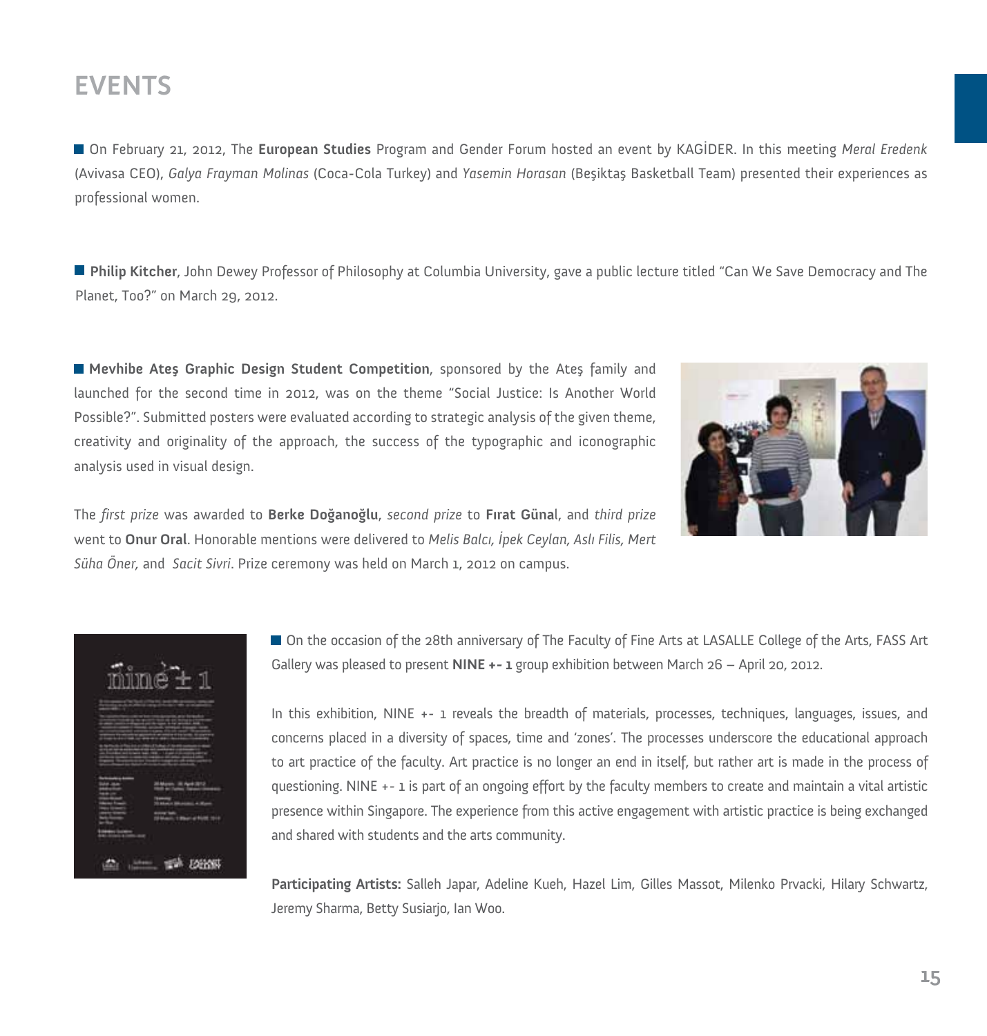# EVENTS

On February 21, 2012, The **European Studies** Program and Gender Forum hosted an event by KAGİDER. In this meeting *Meral Eredenk* (Avivasa CEO), *Galya Frayman Molinas* (Coca-Cola Turkey) and *Yasemin Horasan* (Beşiktaş Basketball Team) presented their experiences as professional women.

**Philip Kitcher**, John Dewey Professor of Philosophy at Columbia University, gave a public lecture titled "Can We Save Democracy and The Planet, Too?" on March 29, 2012.

**Mevhibe Ateş Graphic Design Student Competition**, sponsored by the Ateş family and launched for the second time in 2012, was on the theme "Social Justice: Is Another World Possible?". Submitted posters were evaluated according to strategic analysis of the given theme, creativity and originality of the approach, the success of the typographic and iconographic analysis used in visual design.

The *first prize* was awarded to **Berke Doğanoğlu**, *second prize* to **Fırat Güna**l, and *third prize* went to **Onur Oral**. Honorable mentions were delivered to *Melis Balcı, İpek Ceylan, Aslı Filis, Mert Süha Öner,* and *Sacit Sivri*. Prize ceremony was held on March 1, 2012 on campus.

On the occasion of the 28th anniversary of The Faculty of Fine Arts at LASALLE College of the Arts, FASS Art Gallery was pleased to present **NINE +- 1** group exhibition between March 26 – April 20, 2012.

In this exhibition, NINE +- 1 reveals the breadth of materials, processes, techniques, languages, issues, and concerns placed in a diversity of spaces, time and 'zones'. The processes underscore the educational approach to art practice of the faculty. Art practice is no longer an end in itself, but rather art is made in the process of questioning. NINE +- 1 is part of an ongoing effort by the faculty members to create and maintain a vital artistic presence within Singapore. The experience from this active engagement with artistic practice is being exchanged and shared with students and the arts community.

**Participating Artists:** Salleh Japar, Adeline Kueh, Hazel Lim, Gilles Massot, Milenko Prvacki, Hilary Schwartz, Jeremy Sharma, Betty Susiarjo, Ian Woo.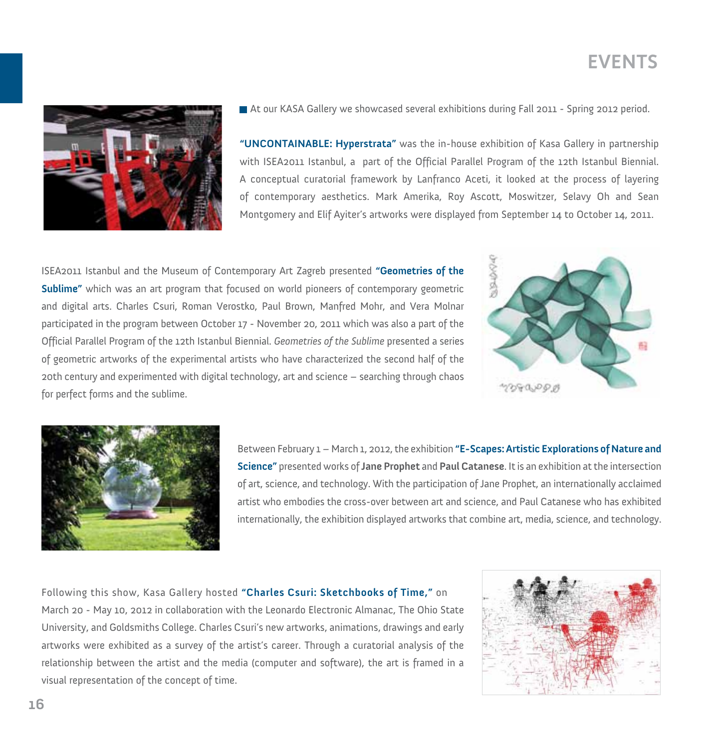# EVENTS

At our KASA Gallery we showcased several exhibitions during Fall 2011 - Spring 2012 period.

**"UNCONTAINABLE: Hyperstrata"** was the in-house exhibition of Kasa Gallery in partnership with ISEA2011 Istanbul, a part of the Official Parallel Program of the 12th Istanbul Biennial. A conceptual curatorial framework by Lanfranco Aceti, it looked at the process of layering of contemporary aesthetics. Mark Amerika, Roy Ascott, Moswitzer, Selavy Oh and Sean Montgomery and Elif Ayiter's artworks were displayed from September 14 to October 14, 2011.

ISEA2011 Istanbul and the Museum of Contemporary Art Zagreb presented **"Geometries of the Sublime"** which was an art program that focused on world pioneers of contemporary geometric and digital arts. Charles Csuri, Roman Verostko, Paul Brown, Manfred Mohr, and Vera Molnar participated in the program between October 17 - November 20, 2011 which was also a part of the Official Parallel Program of the 12th Istanbul Biennial. *Geometries of the Sublime* presented a series of geometric artworks of the experimental artists who have characterized the second half of the 20th century and experimented with digital technology, art and science – searching through chaos for perfect forms and the sublime.

Between February 1 – March 1, 2012, the exhibition **"E-Scapes: Artistic Explorations of Nature and Science"** presented works of **Jane Prophet** and **Paul Catanese**. It is an exhibition at the intersection of art, science, and technology. With the participation of Jane Prophet, an internationally acclaimed artist who embodies the cross-over between art and science, and Paul Catanese who has exhibited internationally, the exhibition displayed artworks that combine art, media, science, and technology.

Following this show, Kasa Gallery hosted **"Charles Csuri: Sketchbooks of Time,"** on March 20 - May 10, 2012 in collaboration with the Leonardo Electronic Almanac, The Ohio State University, and Goldsmiths College. Charles Csuri's new artworks, animations, drawings and early artworks were exhibited as a survey of the artist's career. Through a curatorial analysis of the relationship between the artist and the media (computer and software), the art is framed in a visual representation of the concept of time.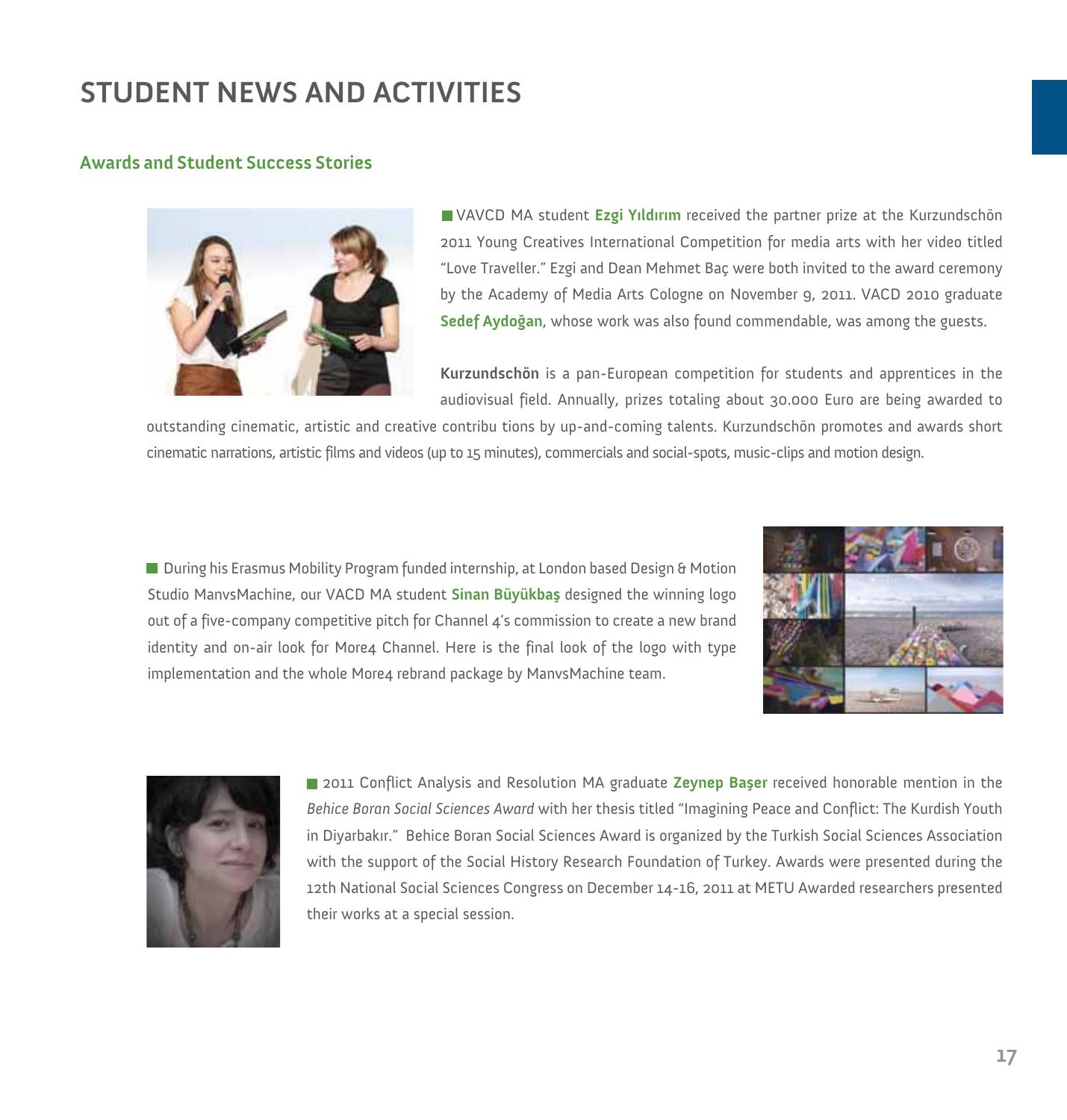# STUDENT NEWS AND ACTIVITIES

## Awards and Student Success Stories

VAVCD MA student **Ezgi Yıldırım** received the partner prize at the Kurzundschön 2011 Young Creatives International Competition for media arts with her video titled "Love Traveller." Ezgi and Dean Mehmet Baç were both invited to the award ceremony by the Academy of Media Arts Cologne on November 9, 2011. VACD 2010 graduate **Sedef Aydoğan**, whose work was also found commendable, was among the guests.

**Kurzundschön** is a pan-European competition for students and apprentices in the audiovisual field. Annually, prizes totaling about 30.000 Euro are being awarded to outstanding cinematic, artistic and creative contribu tions by up-and-coming talents. Kurzundschön promotes and awards short cinematic narrations, artistic films and videos (up to 15 minutes), commercials and social-spots, music-clips and motion design.

During his Erasmus Mobility Program funded internship, at London based Design & Motion Studio ManvsMachine, our VACD MA student **Sinan Büyükbaş** designed the winning logo out of a five-company competitive pitch for Channel 4's commission to create a new brand identity and on-air look for More4 Channel. Here is the final look of the logo with type implementation and the whole More4 rebrand package by ManvsMachine team.

2011 Conflict Analysis and Resolution MA graduate **Zeynep Başer** received honorable mention in the *Behice Boran Social Sciences Award* with her thesis titled "Imagining Peace and Conflict: The Kurdish Youth in Diyarbakır." Behice Boran Social Sciences Award is organized by the Turkish Social Sciences Association with the support of the Social History Research Foundation of Turkey. Awards were presented during the 12th National Social Sciences Congress on December 14-16, 2011 at METU Awarded researchers presented their works at a special session.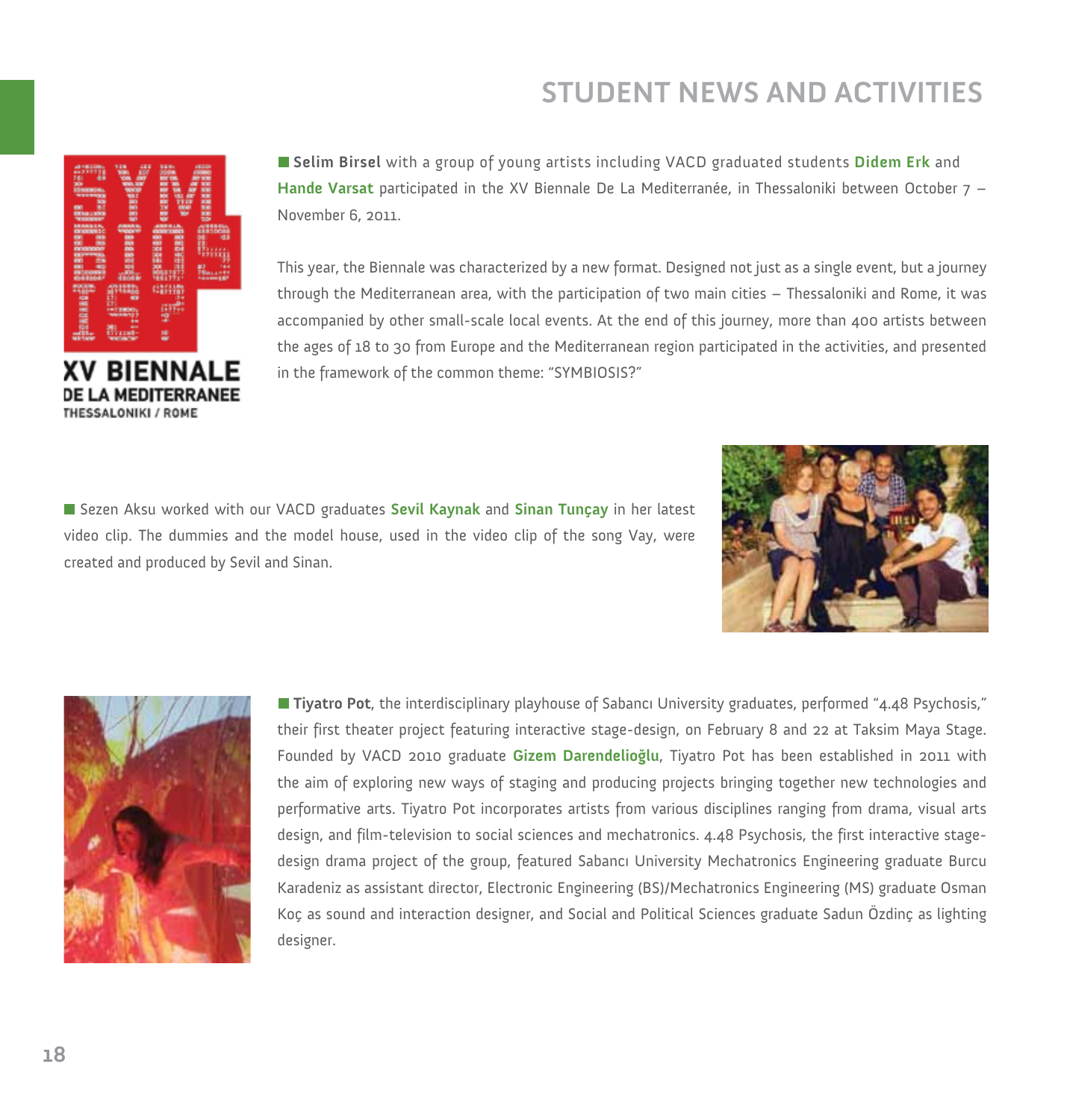# STUDENT NEWS AND ACTIVITIES

XV BIENNALE
DE LA MEDITERRANEE
THESSALONIKI / ROME

**Selim Birsel** with a group of young artists including VACD graduated students **Didem Erk** and **Hande Varsat** participated in the XV Biennale De La Mediterranée, in Thessaloniki between October 7 – November 6, 2011.

This year, the Biennale was characterized by a new format. Designed not just as a single event, but a journey through the Mediterranean area, with the participation of two main cities – Thessaloniki and Rome, it was accompanied by other small-scale local events. At the end of this journey, more than 400 artists between the ages of 18 to 30 from Europe and the Mediterranean region participated in the activities, and presented in the framework of the common theme: "SYMBIOSIS?"

Sezen Aksu worked with our VACD graduates **Sevil Kaynak** and **Sinan Tunçay** in her latest video clip. The dummies and the model house, used in the video clip of the song Vay, were created and produced by Sevil and Sinan.

**Tiyatro Pot**, the interdisciplinary playhouse of Sabancı University graduates, performed "4.48 Psychosis," their first theater project featuring interactive stage-design, on February 8 and 22 at Taksim Maya Stage. Founded by VACD 2010 graduate **Gizem Darendelioğlu**, Tiyatro Pot has been established in 2011 with the aim of exploring new ways of staging and producing projects bringing together new technologies and performative arts. Tiyatro Pot incorporates artists from various disciplines ranging from drama, visual arts design, and film-television to social sciences and mechatronics. 4.48 Psychosis, the first interactive stage-design drama project of the group, featured Sabancı University Mechatronics Engineering graduate Burcu Karadeniz as assistant director, Electronic Engineering (BS)/Mechatronics Engineering (MS) graduate Osman Koç as sound and interaction designer, and Social and Political Sciences graduate Sadun Özdinç as lighting designer.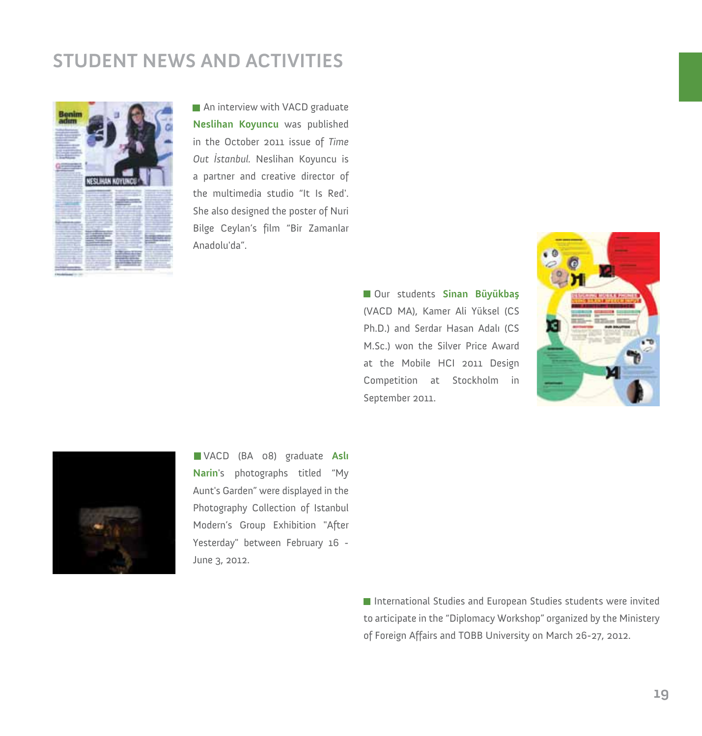# STUDENT NEWS AND ACTIVITIES

An interview with VACD graduate **Neslihan Koyuncu** was published in the October 2011 issue of *Time Out İstanbul.* Neslihan Koyuncu is a partner and creative director of the multimedia studio "It Is Red'. She also designed the poster of Nuri Bilge Ceylan's film "Bir Zamanlar Anadolu'da".

Our students **Sinan Büyükbaş** (VACD MA), Kamer Ali Yüksel (CS Ph.D.) and Serdar Hasan Adalı (CS M.Sc.) won the Silver Price Award at the Mobile HCI 2011 Design Competition at Stockholm in September 2011.

VACD (BA 08) graduate **Aslı Narin**'s photographs titled "My Aunt's Garden" were displayed in the Photography Collection of Istanbul Modern's Group Exhibition "After Yesterday" between February 16 - June 3, 2012.

International Studies and European Studies students were invited to articipate in the "Diplomacy Workshop" organized by the Ministery of Foreign Affairs and TOBB University on March 26-27, 2012.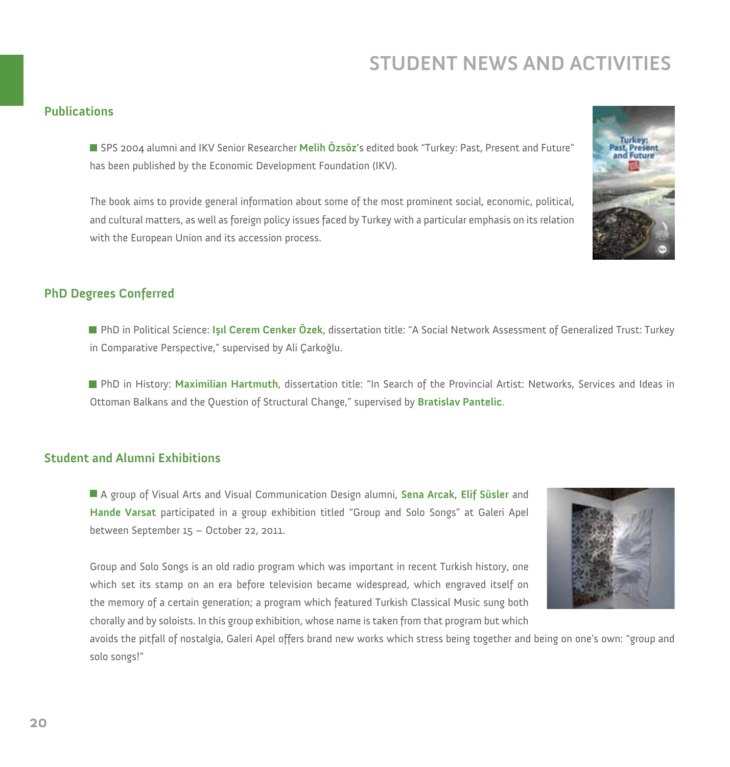# STUDENT NEWS AND ACTIVITIES

## Publications

- SPS 2004 alumni and IKV Senior Researcher **Melih Özsöz**'s edited book "Turkey: Past, Present and Future" has been published by the Economic Development Foundation (IKV).

The book aims to provide general information about some of the most prominent social, economic, political, and cultural matters, as well as foreign policy issues faced by Turkey with a particular emphasis on its relation with the European Union and its accession process.

## PhD Degrees Conferred

- PhD in Political Science: **Işıl Cerem Cenker Özek**, dissertation title: "A Social Network Assessment of Generalized Trust: Turkey in Comparative Perspective," supervised by Ali Çarkoğlu.

- PhD in History: **Maximilian Hartmuth**, dissertation title: "In Search of the Provincial Artist: Networks, Services and Ideas in Ottoman Balkans and the Question of Structural Change," supervised by **Bratislav Pantelic**.

## Student and Alumni Exhibitions

- A group of Visual Arts and Visual Communication Design alumni, **Sena Arcak**, **Elif Süsler** and **Hande Varsat** participated in a group exhibition titled "Group and Solo Songs" at Galeri Apel between September 15 – October 22, 2011.

Group and Solo Songs is an old radio program which was important in recent Turkish history, one which set its stamp on an era before television became widespread, which engraved itself on the memory of a certain generation; a program which featured Turkish Classical Music sung both chorally and by soloists. In this group exhibition, whose name is taken from that program but which avoids the pitfall of nostalgia, Galeri Apel offers brand new works which stress being together and being on one's own: "group and solo songs!"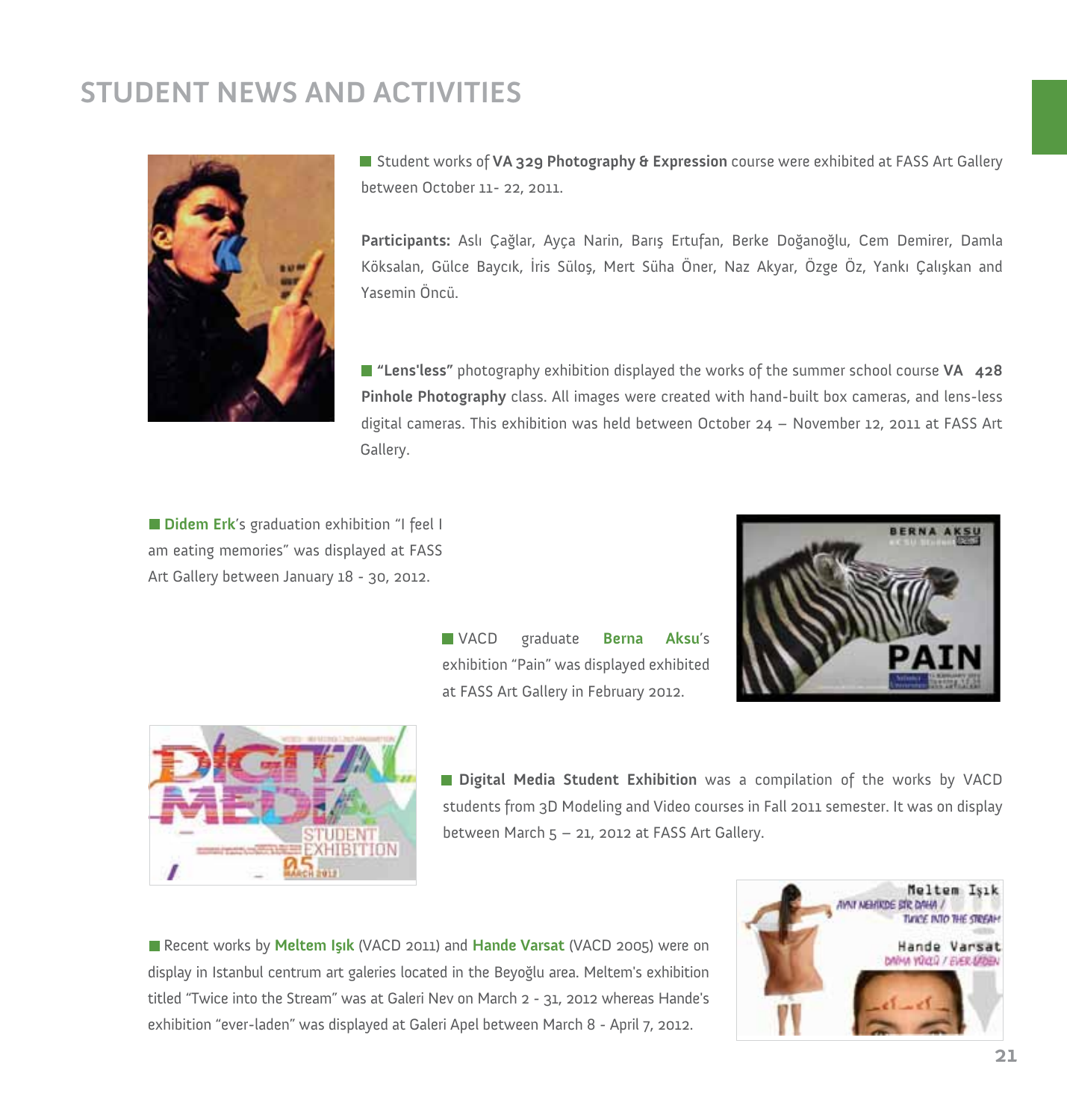# STUDENT NEWS AND ACTIVITIES

Student works of **VA 329 Photography & Expression** course were exhibited at FASS Art Gallery between October 11- 22, 2011.

**Participants:** Aslı Çağlar, Ayça Narin, Barış Ertufan, Berke Doğanoğlu, Cem Demirer, Damla Köksalan, Gülce Baycık, İris Süloş, Mert Süha Öner, Naz Akyar, Özge Öz, Yankı Çalışkan and Yasemin Öncü.

**"Lens'less"** photography exhibition displayed the works of the summer school course **VA 428 Pinhole Photography** class. All images were created with hand-built box cameras, and lens-less digital cameras. This exhibition was held between October 24 – November 12, 2011 at FASS Art Gallery.

**Didem Erk**'s graduation exhibition "I feel I am eating memories" was displayed at FASS Art Gallery between January 18 - 30, 2012.

VACD graduate **Berna Aksu**'s exhibition "Pain" was displayed exhibited at FASS Art Gallery in February 2012.

**Digital Media Student Exhibition** was a compilation of the works by VACD students from 3D Modeling and Video courses in Fall 2011 semester. It was on display between March 5 – 21, 2012 at FASS Art Gallery.

Recent works by **Meltem Işık** (VACD 2011) and **Hande Varsat** (VACD 2005) were on display in Istanbul centrum art galeries located in the Beyoğlu area. Meltem's exhibition titled "Twice into the Stream" was at Galeri Nev on March 2 - 31, 2012 whereas Hande's exhibition "ever-laden" was displayed at Galeri Apel between March 8 - April 7, 2012.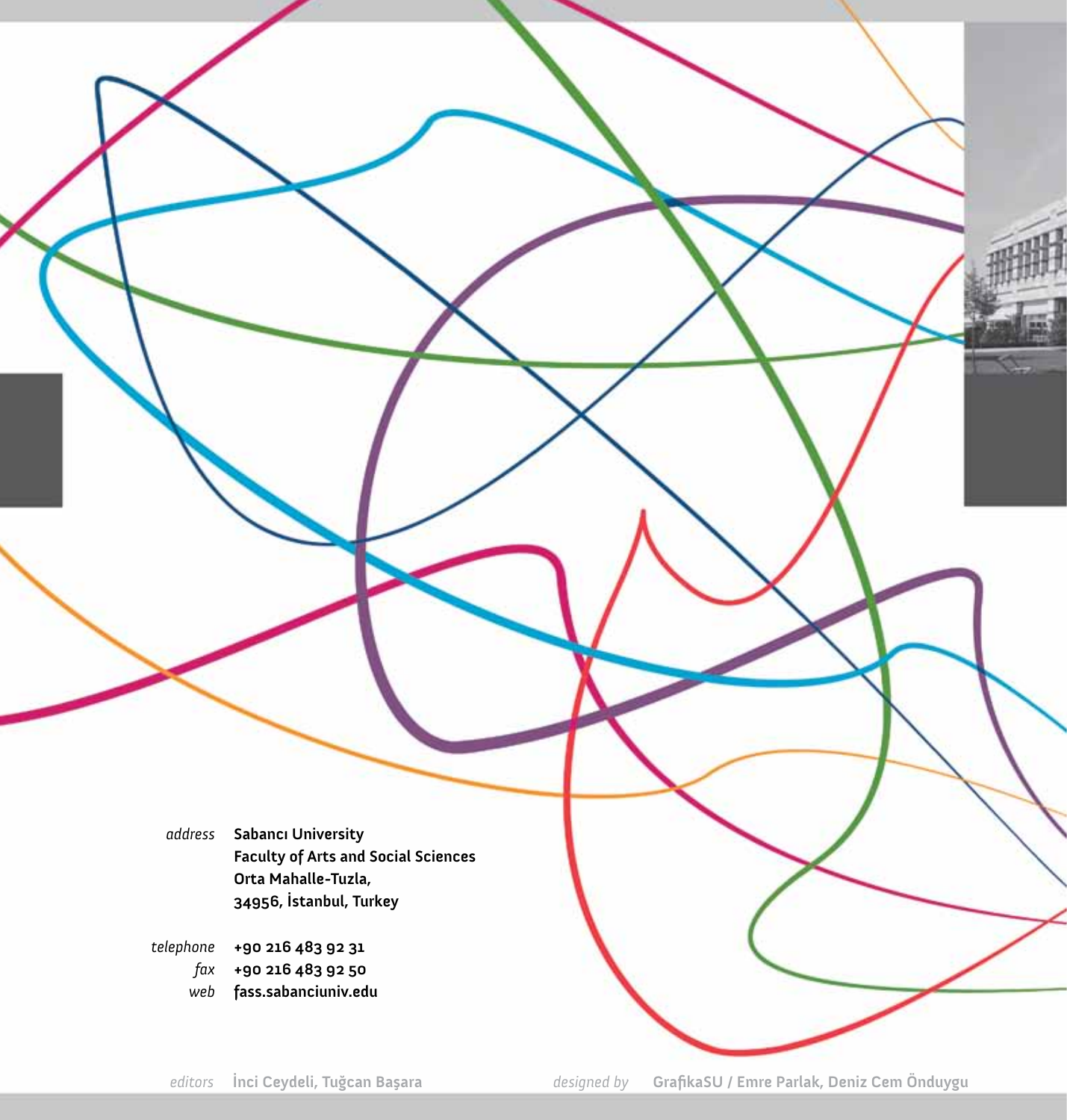*address* **Sabancı University**
**Faculty of Arts and Social Sciences**
**Orta Mahalle-Tuzla,**
**34956, İstanbul, Turkey**

*telephone* **+90 216 483 92 31**
*fax* **+90 216 483 92 50**
*web* **fass.sabanciuniv.edu**

*editors* **İnci Ceydeli, Tuğcan Başara**

*designed by* **GrafikaSU / Emre Parlak, Deniz Cem Önduygu**